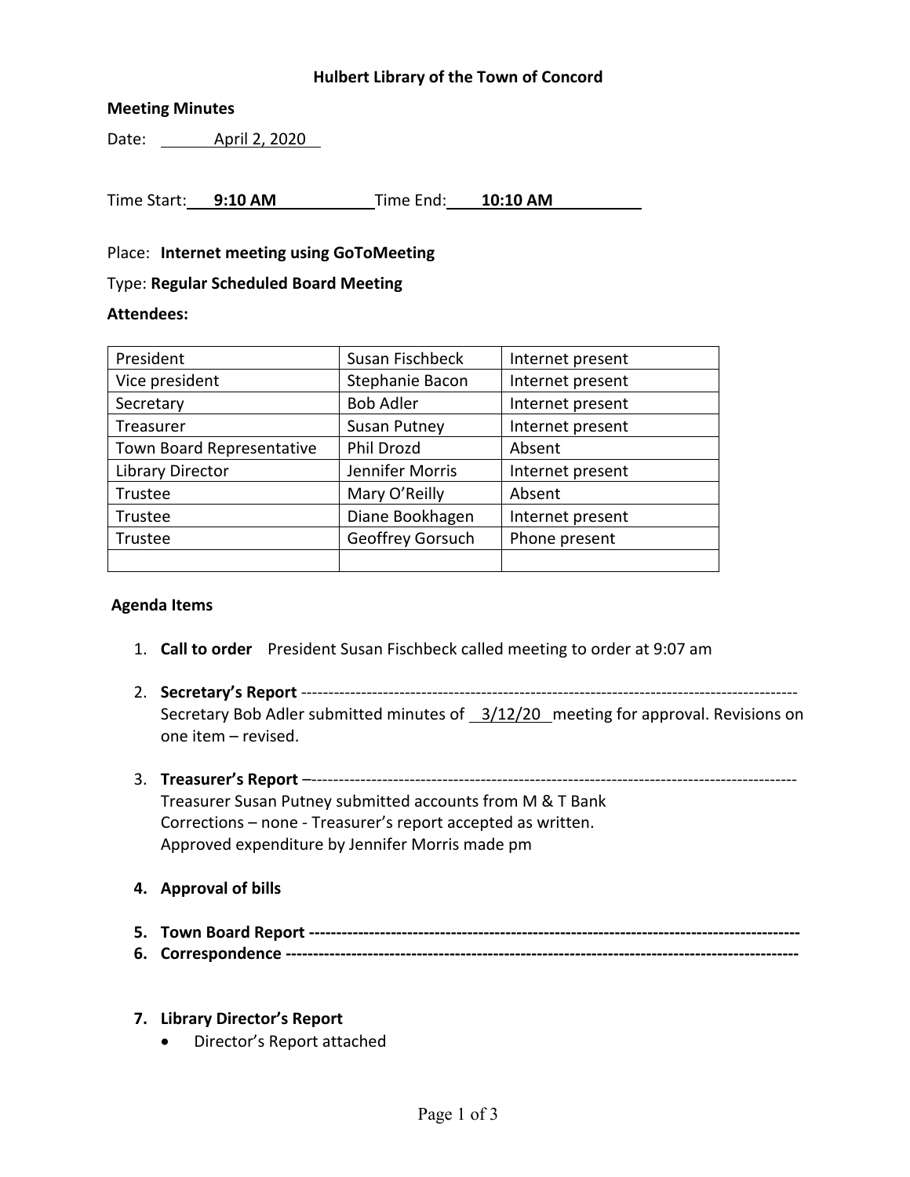# Hulbert Library of the Town of Concord

**Meeting Minutes**

Date: April 2, 2020

Time Start: **9:10 AM** Time End: **10:10 AM**

Place: **Internet meeting using GoToMeeting**

Type: **Regular Scheduled Board Meeting**

**Attendees:**

| | | |
|---|---|---|
| President | Susan Fischbeck | Internet present |
| Vice president | Stephanie Bacon | Internet present |
| Secretary | Bob Adler | Internet present |
| Treasurer | Susan Putney | Internet present |
| Town Board Representative | Phil Drozd | Absent |
| Library Director | Jennifer Morris | Internet present |
| Trustee | Mary O'Reilly | Absent |
| Trustee | Diane Bookhagen | Internet present |
| Trustee | Geoffrey Gorsuch | Phone present |
| | | |

**Agenda Items**

1. **Call to order** President Susan Fischbeck called meeting to order at 9:07 am

2. **Secretary's Report** ------------------------------------------------------------------------------------------
   Secretary Bob Adler submitted minutes of 3/12/20 meeting for approval. Revisions on one item – revised.

3. **Treasurer's Report** –-----------------------------------------------------------------------------------------
   Treasurer Susan Putney submitted accounts from M & T Bank
   Corrections – none - Treasurer's report accepted as written.
   Approved expenditure by Jennifer Morris made pm

4. **Approval of bills**

5. **Town Board Report -----------------------------------------------------------------------------------------**
6. **Correspondence ---------------------------------------------------------------------------------------------**

7. **Library Director's Report**
   - Director's Report attached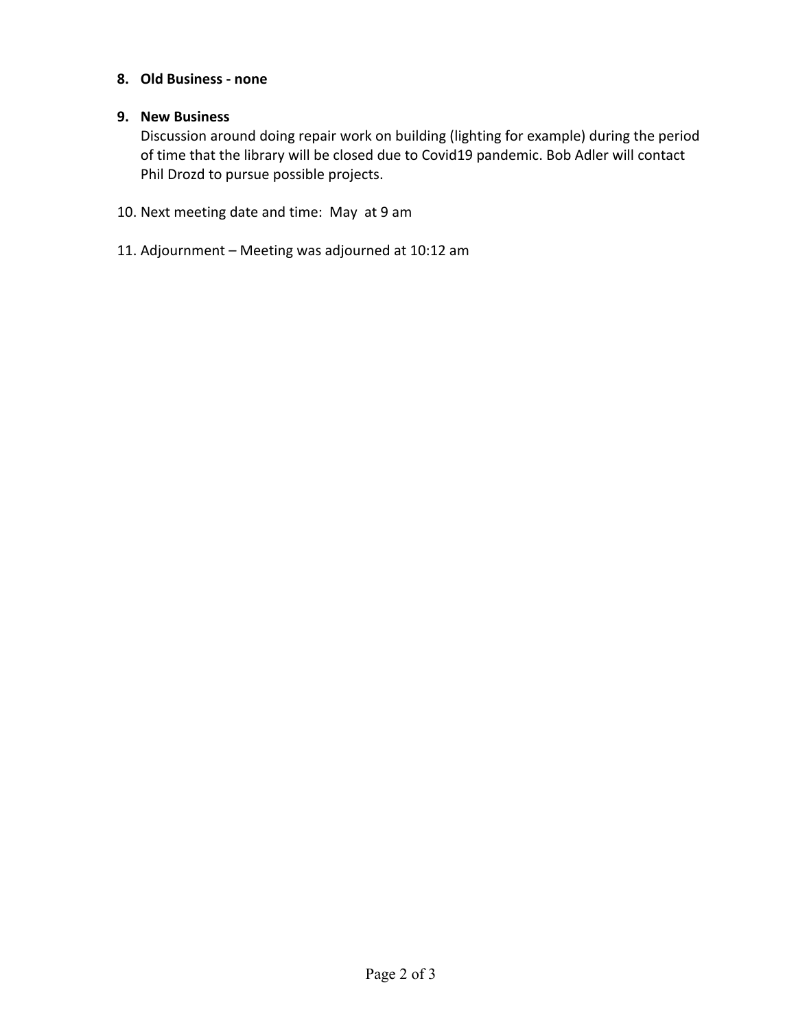8. **Old Business - none**

9. **New Business**
   Discussion around doing repair work on building (lighting for example) during the period of time that the library will be closed due to Covid19 pandemic. Bob Adler will contact Phil Drozd to pursue possible projects.

10. Next meeting date and time: May at 9 am

11. Adjournment – Meeting was adjourned at 10:12 am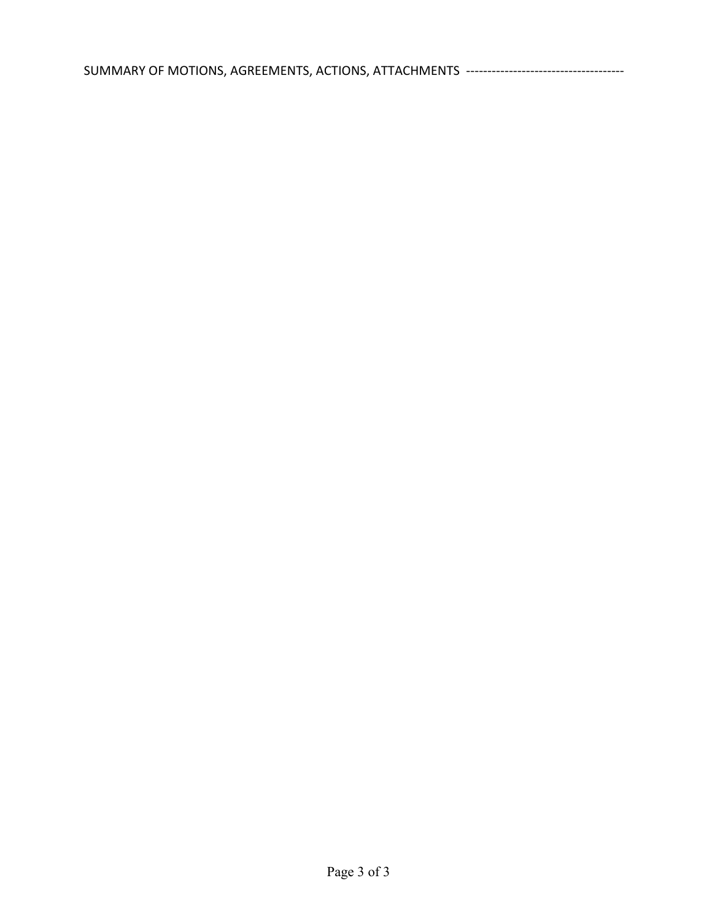SUMMARY OF MOTIONS, AGREEMENTS, ACTIONS, ATTACHMENTS -------------------------------------